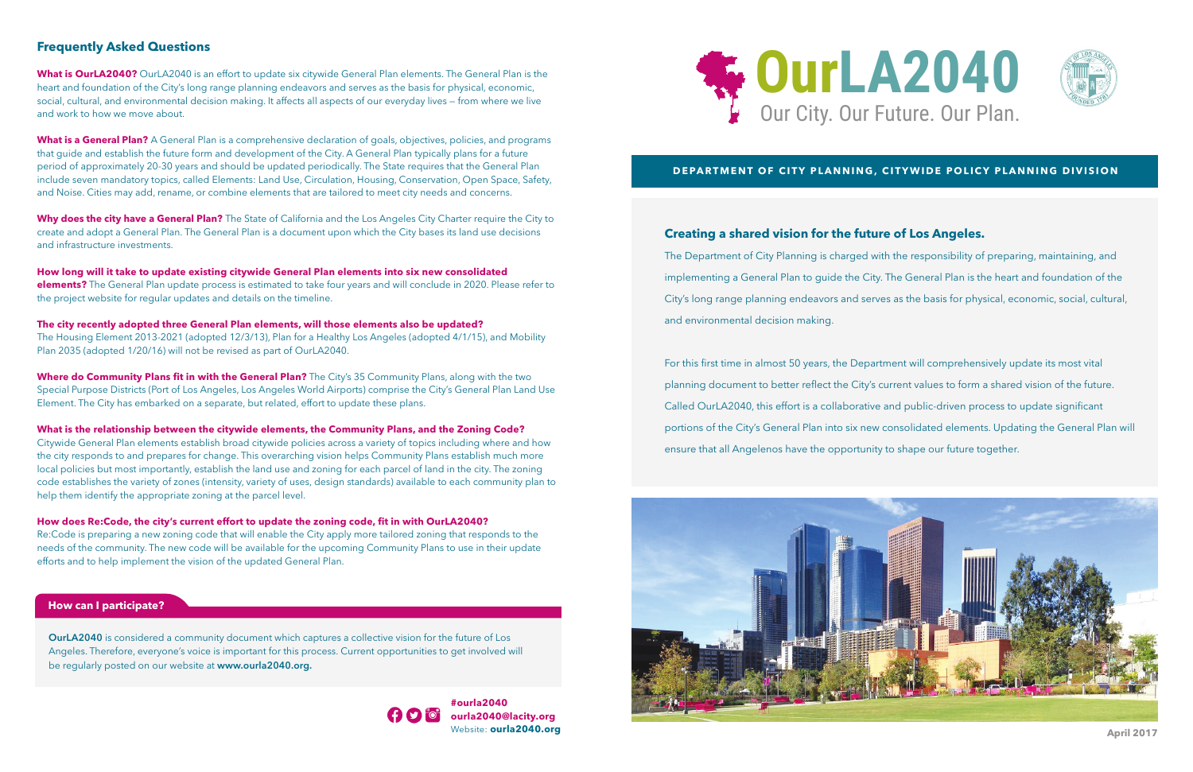## Frequently Asked Questions

**What is OurLA2040?** OurLA2040 is an effort to update six citywide General Plan elements. The General Plan is the heart and foundation of the City's long range planning endeavors and serves as the basis for physical, economic, social, cultural, and environmental decision making. It affects all aspects of our everyday lives — from where we live and work to how we move about.

**What is a General Plan?** A General Plan is a comprehensive declaration of goals, objectives, policies, and programs that guide and establish the future form and development of the City. A General Plan typically plans for a future period of approximately 20-30 years and should be updated periodically. The State requires that the General Plan include seven mandatory topics, called Elements: Land Use, Circulation, Housing, Conservation, Open Space, Safety, and Noise. Cities may add, rename, or combine elements that are tailored to meet city needs and concerns.

**Why does the city have a General Plan?** The State of California and the Los Angeles City Charter require the City to create and adopt a General Plan. The General Plan is a document upon which the City bases its land use decisions and infrastructure investments.

**How long will it take to update existing citywide General Plan elements into six new consolidated elements?** The General Plan update process is estimated to take four years and will conclude in 2020. Please refer to the project website for regular updates and details on the timeline.

**The city recently adopted three General Plan elements, will those elements also be updated?**
The Housing Element 2013-2021 (adopted 12/3/13), Plan for a Healthy Los Angeles (adopted 4/1/15), and Mobility Plan 2035 (adopted 1/20/16) will not be revised as part of OurLA2040.

**Where do Community Plans fit in with the General Plan?** The City's 35 Community Plans, along with the two Special Purpose Districts (Port of Los Angeles, Los Angeles World Airports) comprise the City's General Plan Land Use Element. The City has embarked on a separate, but related, effort to update these plans.

**What is the relationship between the citywide elements, the Community Plans, and the Zoning Code?**
Citywide General Plan elements establish broad citywide policies across a variety of topics including where and how the city responds to and prepares for change. This overarching vision helps Community Plans establish much more local policies but most importantly, establish the land use and zoning for each parcel of land in the city. The zoning code establishes the variety of zones (intensity, variety of uses, design standards) available to each community plan to help them identify the appropriate zoning at the parcel level.

**How does Re:Code, the city's current effort to update the zoning code, fit in with OurLA2040?**
Re:Code is preparing a new zoning code that will enable the City apply more tailored zoning that responds to the needs of the community. The new code will be available for the upcoming Community Plans to use in their update efforts and to help implement the vision of the updated General Plan.

### How can I participate?

**OurLA2040** is considered a community document which captures a collective vision for the future of Los Angeles. Therefore, everyone's voice is important for this process. Current opportunities to get involved will be regularly posted on our website at **www.ourla2040.org.**

**#ourla2040**
**ourla2040@lacity.org**
Website: **ourla2040.org**

# OurLA2040

Our City. Our Future. Our Plan.

**DEPARTMENT OF CITY PLANNING, CITYWIDE POLICY PLANNING DIVISION**

### Creating a shared vision for the future of Los Angeles.

The Department of City Planning is charged with the responsibility of preparing, maintaining, and implementing a General Plan to guide the City. The General Plan is the heart and foundation of the City's long range planning endeavors and serves as the basis for physical, economic, social, cultural, and environmental decision making.

For this first time in almost 50 years, the Department will comprehensively update its most vital planning document to better reflect the City's current values to form a shared vision of the future. Called OurLA2040, this effort is a collaborative and public-driven process to update significant portions of the City's General Plan into six new consolidated elements. Updating the General Plan will ensure that all Angelenos have the opportunity to shape our future together.

April 2017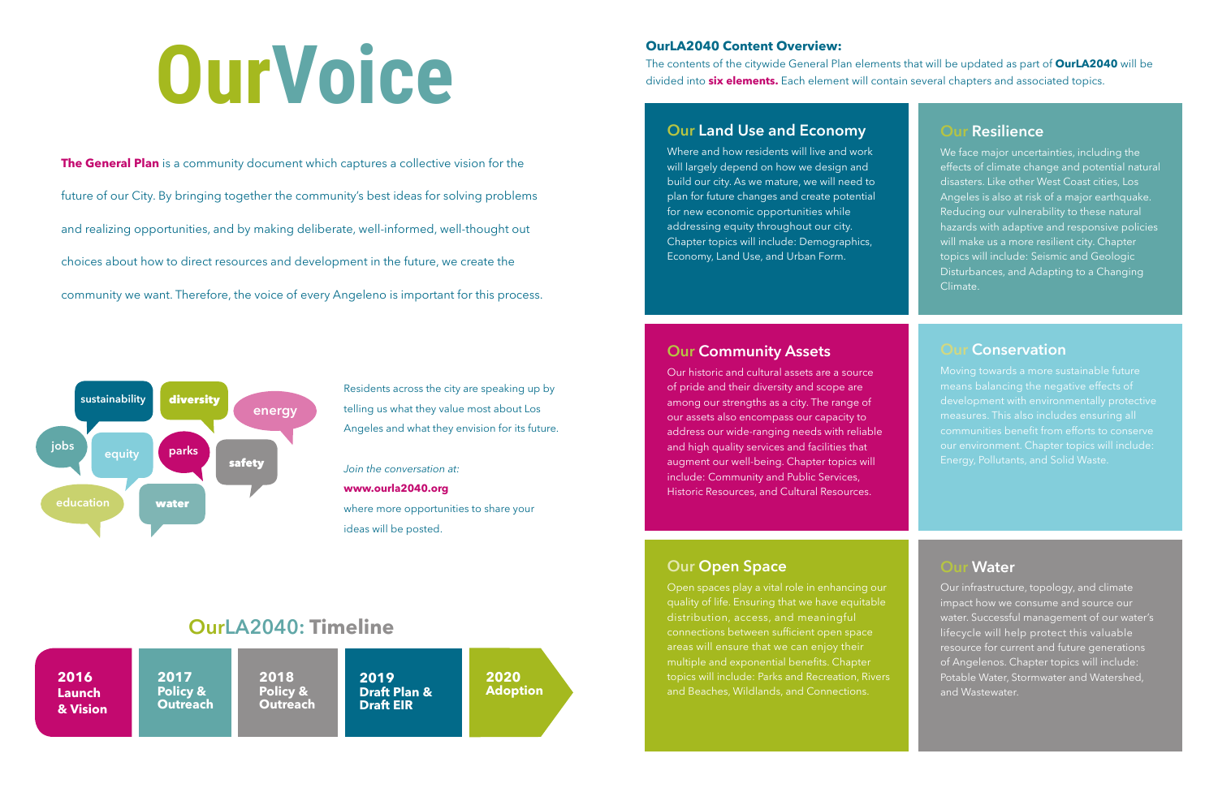# OurVoice

**The General Plan** is a community document which captures a collective vision for the future of our City. By bringing together the community's best ideas for solving problems and realizing opportunities, and by making deliberate, well-informed, well-thought out choices about how to direct resources and development in the future, we create the community we want. Therefore, the voice of every Angeleno is important for this process.

sustainability
diversity
energy
jobs
equity
parks
safety
education
water

Residents across the city are speaking up by telling us what they value most about Los Angeles and what they envision for its future.

*Join the conversation at:*
**www.ourla2040.org**
where more opportunities to share your ideas will be posted.

## OurLA2040: Timeline

- **2016** Launch & Vision
- **2017** Policy & Outreach
- **2018** Policy & Outreach
- **2019** Draft Plan & Draft EIR
- **2020** Adoption

**OurLA2040 Content Overview:**
The contents of the citywide General Plan elements that will be updated as part of **OurLA2040** will be divided into **six elements.** Each element will contain several chapters and associated topics.

### Our Land Use and Economy

Where and how residents will live and work will largely depend on how we design and build our city. As we mature, we will need to plan for future changes and create potential for new economic opportunities while addressing equity throughout our city. Chapter topics will include: Demographics, Economy, Land Use, and Urban Form.

### Our Resilience

We face major uncertainties, including the effects of climate change and potential natural disasters. Like other West Coast cities, Los Angeles is also at risk of a major earthquake. Reducing our vulnerability to these natural hazards with adaptive and responsive policies will make us a more resilient city. Chapter topics will include: Seismic and Geologic Disturbances, and Adapting to a Changing Climate.

### Our Community Assets

Our historic and cultural assets are a source of pride and their diversity and scope are among our strengths as a city. The range of our assets also encompass our capacity to address our wide-ranging needs with reliable and high quality services and facilities that augment our well-being. Chapter topics will include: Community and Public Services, Historic Resources, and Cultural Resources.

### Our Conservation

Moving towards a more sustainable future means balancing the negative effects of development with environmentally protective measures. This also includes ensuring all communities benefit from efforts to conserve our environment. Chapter topics will include: Energy, Pollutants, and Solid Waste.

### Our Open Space

Open spaces play a vital role in enhancing our quality of life. Ensuring that we have equitable distribution, access, and meaningful connections between sufficient open space areas will ensure that we can enjoy their multiple and exponential benefits. Chapter topics will include: Parks and Recreation, Rivers and Beaches, Wildlands, and Connections.

### Our Water

Our infrastructure, topology, and climate impact how we consume and source our water. Successful management of our water's lifecycle will help protect this valuable resource for current and future generations of Angelenos. Chapter topics will include: Potable Water, Stormwater and Watershed, and Wastewater.